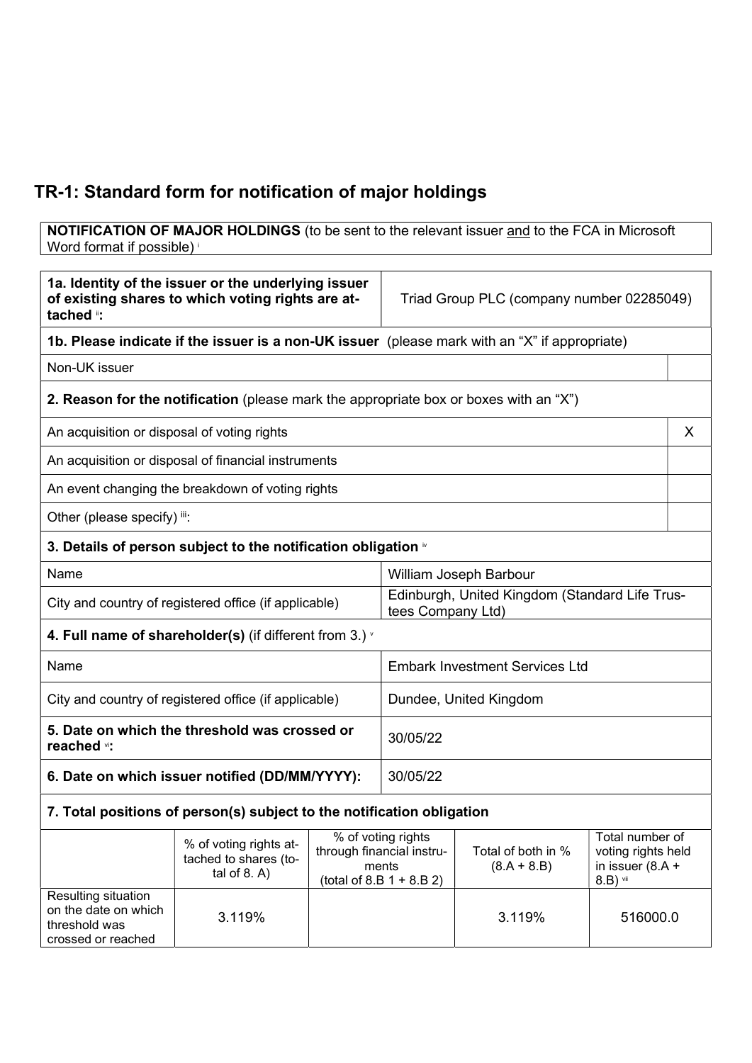## TR-1: Standard form for notification of major holdings

**NOTIFICATION OF MAJOR HOLDINGS** (to be sent to the relevant issuer and to the FCA in Microsoft Word format if possible) [i]

| **1a. Identity of the issuer or the underlying issuer of existing shares to which voting rights are attached** [ii]**:** | Triad Group PLC (company number 02285049) |
|---|---|

**1b. Please indicate if the issuer is a non-UK issuer** (please mark with an "X" if appropriate)

| Non-UK issuer | |
|---|---|

**2. Reason for the notification** (please mark the appropriate box or boxes with an "X")

| | |
|---|---|
| An acquisition or disposal of voting rights | X |
| An acquisition or disposal of financial instruments | |
| An event changing the breakdown of voting rights | |
| Other (please specify) [iii]: | |

**3. Details of person subject to the notification obligation** [iv]

| | |
|---|---|
| Name | William Joseph Barbour |
| City and country of registered office (if applicable) | Edinburgh, United Kingdom (Standard Life Trustees Company Ltd) |

**4. Full name of shareholder(s)** (if different from 3.) [v]

| | |
|---|---|
| Name | Embark Investment Services Ltd |
| City and country of registered office (if applicable) | Dundee, United Kingdom |

| | |
|---|---|
| **5. Date on which the threshold was crossed or reached** [vi]**:** | 30/05/22 |
| **6. Date on which issuer notified (DD/MM/YYYY):** | 30/05/22 |

**7. Total positions of person(s) subject to the notification obligation**

| | % of voting rights attached to shares (total of 8. A) | % of voting rights through financial instruments (total of 8.B 1 + 8.B 2) | Total of both in % (8.A + 8.B) | Total number of voting rights held in issuer (8.A + 8.B) [vii] |
|---|---|---|---|---|
| Resulting situation on the date on which threshold was crossed or reached | 3.119% | | 3.119% | 516000.0 |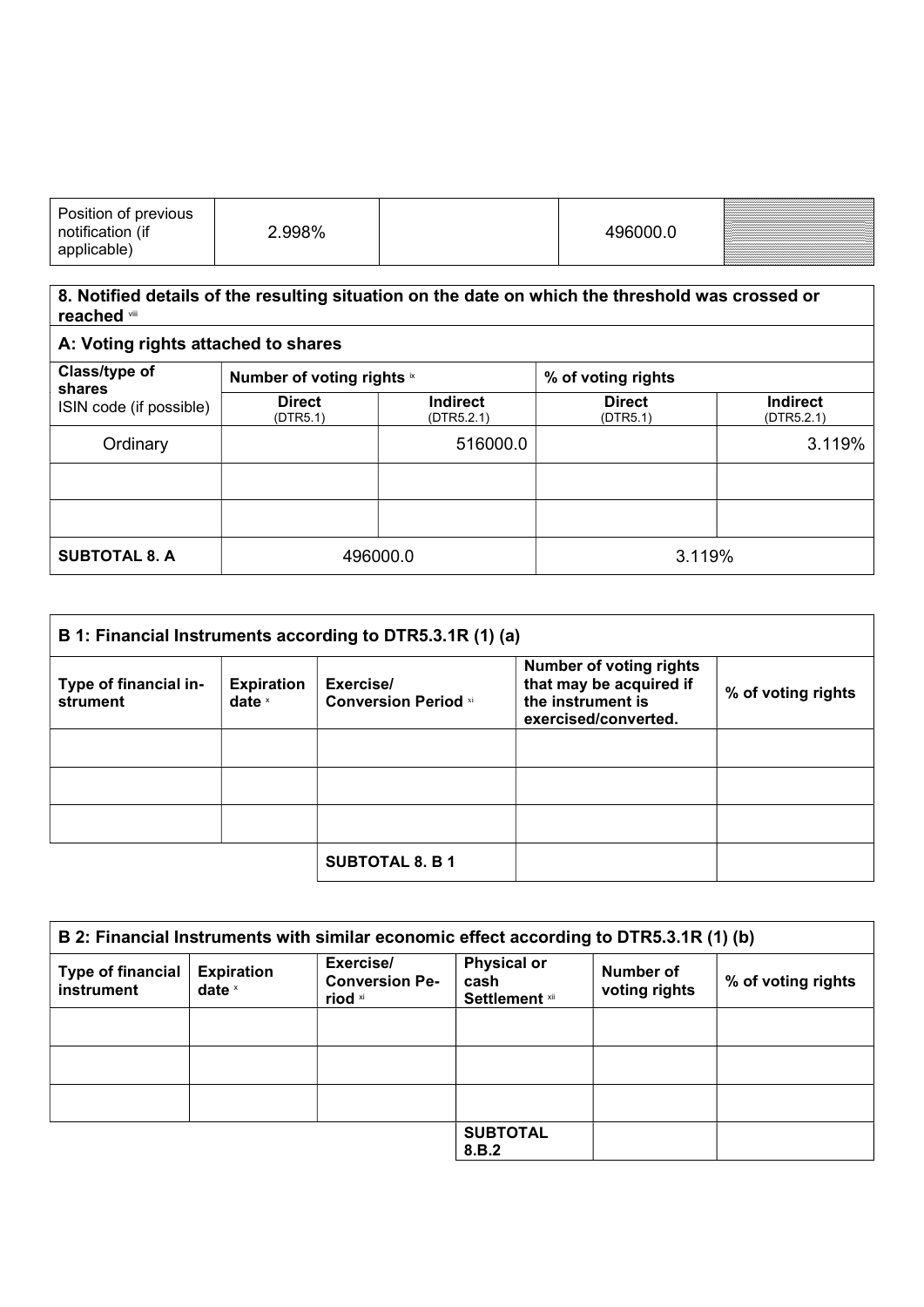| Position of previous notification (if applicable) | 2.998% | | 496000.0 | |
|---|---|---|---|---|

| **8. Notified details of the resulting situation on the date on which the threshold was crossed or reached** viii | | | | |
|---|---|---|---|---|
| **A: Voting rights attached to shares** | | | | |
| **Class/type of shares** ISIN code (if possible) | **Number of voting rights** ix | | **% of voting rights** | |
| | **Direct** (DTR5.1) | **Indirect** (DTR5.2.1) | **Direct** (DTR5.1) | **Indirect** (DTR5.2.1) |
| Ordinary | | 516000.0 | | 3.119% |
| | | | | |
| | | | | |
| **SUBTOTAL 8. A** | 496000.0 | | 3.119% | |

| **B 1: Financial Instruments according to DTR5.3.1R (1) (a)** | | | | |
|---|---|---|---|---|
| **Type of financial instrument** | **Expiration date** x | **Exercise/ Conversion Period** xi | **Number of voting rights that may be acquired if the instrument is exercised/converted.** | **% of voting rights** |
| | | | | |
| | | | | |
| | | | | |
| | | **SUBTOTAL 8. B 1** | | |

| **B 2: Financial Instruments with similar economic effect according to DTR5.3.1R (1) (b)** | | | | | |
|---|---|---|---|---|---|
| **Type of financial instrument** | **Expiration date** x | **Exercise/ Conversion Period** xi | **Physical or cash Settlement** xii | **Number of voting rights** | **% of voting rights** |
| | | | | | |
| | | | | | |
| | | | | | |
| | | | **SUBTOTAL 8.B.2** | | |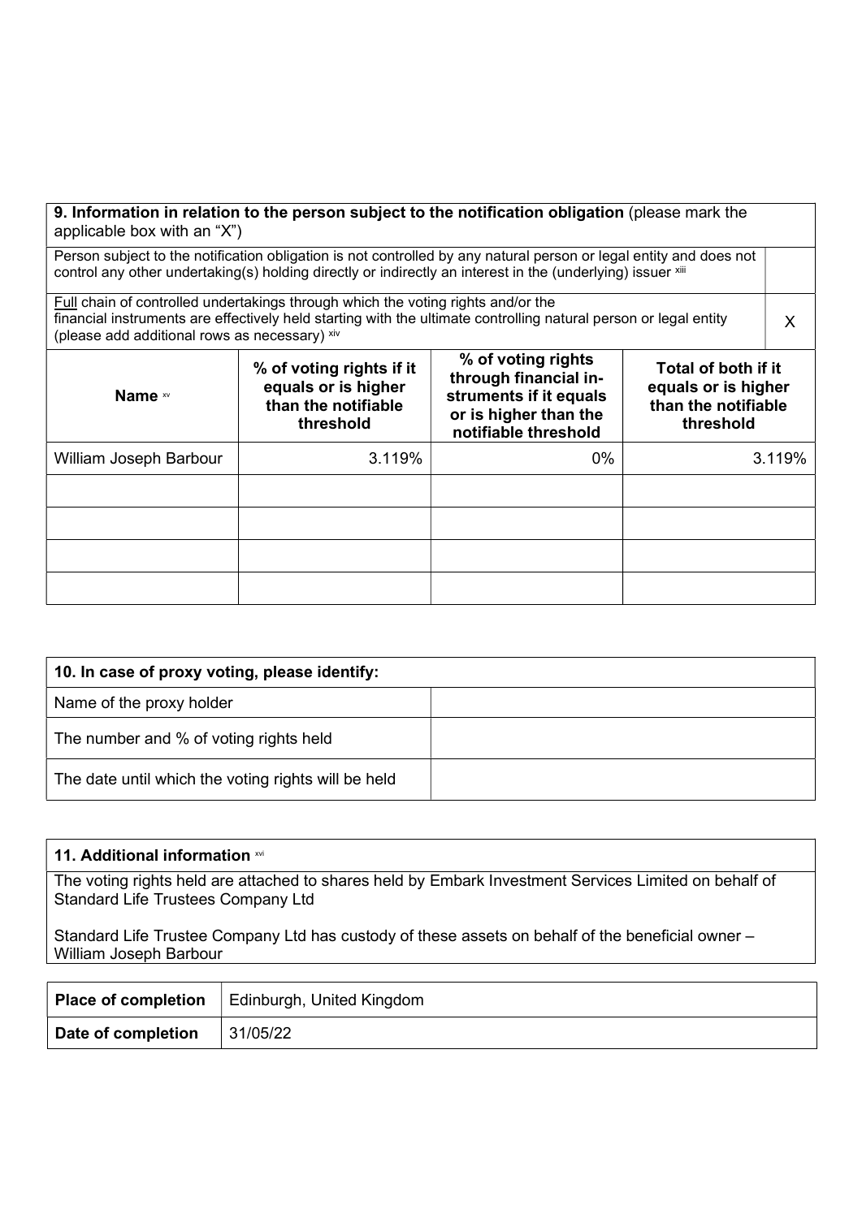**9. Information in relation to the person subject to the notification obligation** (please mark the applicable box with an "X")

| | |
|---|---|
| Person subject to the notification obligation is not controlled by any natural person or legal entity and does not control any other undertaking(s) holding directly or indirectly an interest in the (underlying) issuer [xiii] | |
| Full chain of controlled undertakings through which the voting rights and/or the financial instruments are effectively held starting with the ultimate controlling natural person or legal entity (please add additional rows as necessary) [xiv] | X |

| Name [xv] | % of voting rights if it equals or is higher than the notifiable threshold | % of voting rights through financial instruments if it equals or is higher than the notifiable threshold | Total of both if it equals or is higher than the notifiable threshold |
|---|---|---|---|
| William Joseph Barbour | 3.119% | 0% | 3.119% |
| | | | |
| | | | |
| | | | |
| | | | |

| **10. In case of proxy voting, please identify:** | |
|---|---|
| Name of the proxy holder | |
| The number and % of voting rights held | |
| The date until which the voting rights will be held | |

**11. Additional information** [xvi]

The voting rights held are attached to shares held by Embark Investment Services Limited on behalf of Standard Life Trustees Company Ltd

Standard Life Trustee Company Ltd has custody of these assets on behalf of the beneficial owner – William Joseph Barbour

| | |
|---|---|
| **Place of completion** | Edinburgh, United Kingdom |
| **Date of completion** | 31/05/22 |